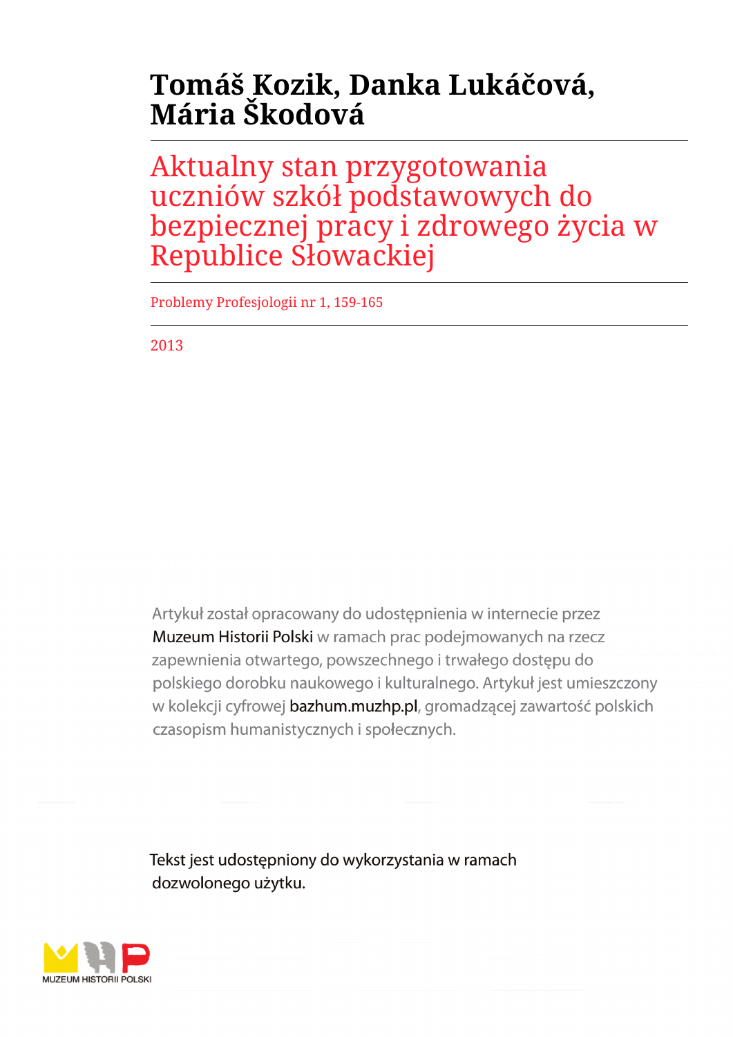**Tomáš Kozik, Danka Lukáčová, Mária Škodová**

# Aktualny stan przygotowania uczniów szkół podstawowych do bezpiecznej pracy i zdrowego życia w Republice Słowackiej

Problemy Profesjologii nr 1, 159-165

2013

Artykuł został opracowany do udostępnienia w internecie przez Muzeum Historii Polski w ramach prac podejmowanych na rzecz zapewnienia otwartego, powszechnego i trwałego dostępu do polskiego dorobku naukowego i kulturalnego. Artykuł jest umieszczony w kolekcji cyfrowej bazhum.muzhp.pl, gromadzącej zawartość polskich czasopism humanistycznych i społecznych.

Tekst jest udostępniony do wykorzystania w ramach dozwolonego użytku.

MUZEUM HISTORII POLSKI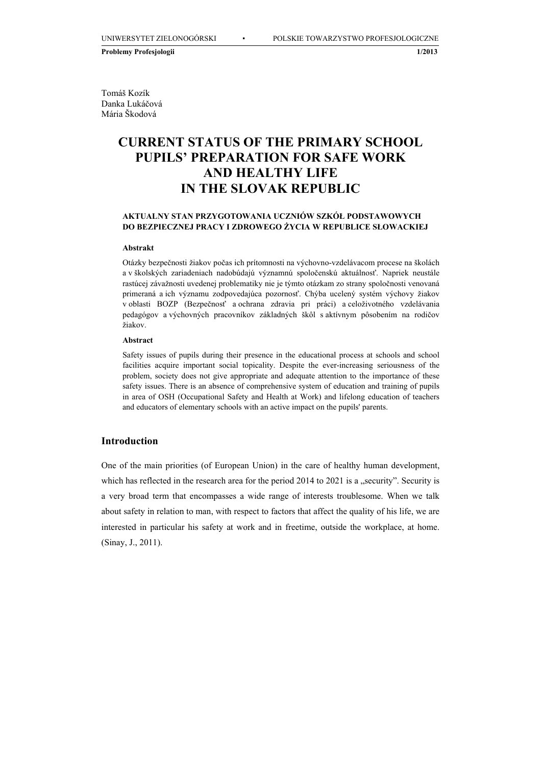Tomáš Kozík
Danka Lukáčová
Mária Škodová

# CURRENT STATUS OF THE PRIMARY SCHOOL PUPILS' PREPARATION FOR SAFE WORK AND HEALTHY LIFE IN THE SLOVAK REPUBLIC

### AKTUALNY STAN PRZYGOTOWANIA UCZNIÓW SZKÓŁ PODSTAWOWYCH DO BEZPIECZNEJ PRACY I ZDROWEGO ŻYCIA W REPUBLICE SŁOWACKIEJ

**Abstrakt**

Otázky bezpečnosti žiakov počas ich prítomnosti na výchovno-vzdelávacom procese na školách a v školských zariadeniach nadobúdajú významnú spoločenskú aktuálnosť. Napriek neustále rastúcej závažnosti uvedenej problematiky nie je týmto otázkam zo strany spoločnosti venovaná primeraná a ich významu zodpovedajúca pozornosť. Chýba ucelený systém výchovy žiakov v oblasti BOZP (Bezpečnosť a ochrana zdravia pri práci) a celoživotného vzdelávania pedagógov a výchovných pracovníkov základných škôl s aktívnym pôsobením na rodičov žiakov.

**Abstract**

Safety issues of pupils during their presence in the educational process at schools and school facilities acquire important social topicality. Despite the ever-increasing seriousness of the problem, society does not give appropriate and adequate attention to the importance of these safety issues. There is an absence of comprehensive system of education and training of pupils in area of OSH (Occupational Safety and Health at Work) and lifelong education of teachers and educators of elementary schools with an active impact on the pupils' parents.

## Introduction

One of the main priorities (of European Union) in the care of healthy human development, which has reflected in the research area for the period 2014 to 2021 is a „security". Security is a very broad term that encompasses a wide range of interests troublesome. When we talk about safety in relation to man, with respect to factors that affect the quality of his life, we are interested in particular his safety at work and in freetime, outside the workplace, at home. (Sinay, J., 2011).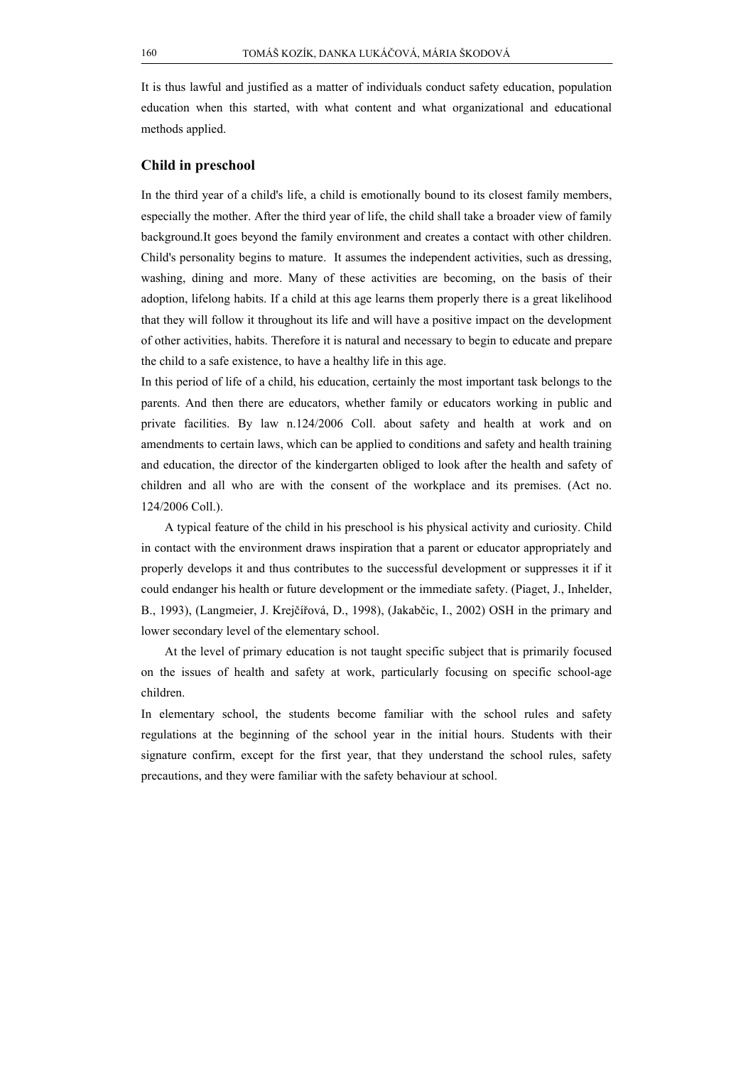It is thus lawful and justified as a matter of individuals conduct safety education, population education when this started, with what content and what organizational and educational methods applied.

## Child in preschool

In the third year of a child's life, a child is emotionally bound to its closest family members, especially the mother. After the third year of life, the child shall take a broader view of family background.It goes beyond the family environment and creates a contact with other children. Child's personality begins to mature. It assumes the independent activities, such as dressing, washing, dining and more. Many of these activities are becoming, on the basis of their adoption, lifelong habits. If a child at this age learns them properly there is a great likelihood that they will follow it throughout its life and will have a positive impact on the development of other activities, habits. Therefore it is natural and necessary to begin to educate and prepare the child to a safe existence, to have a healthy life in this age.

In this period of life of a child, his education, certainly the most important task belongs to the parents. And then there are educators, whether family or educators working in public and private facilities. By law n.124/2006 Coll. about safety and health at work and on amendments to certain laws, which can be applied to conditions and safety and health training and education, the director of the kindergarten obliged to look after the health and safety of children and all who are with the consent of the workplace and its premises. (Act no. 124/2006 Coll.).

A typical feature of the child in his preschool is his physical activity and curiosity. Child in contact with the environment draws inspiration that a parent or educator appropriately and properly develops it and thus contributes to the successful development or suppresses it if it could endanger his health or future development or the immediate safety. (Piaget, J., Inhelder, B., 1993), (Langmeier, J. Krejčířová, D., 1998), (Jakabčic, I., 2002) OSH in the primary and lower secondary level of the elementary school.

At the level of primary education is not taught specific subject that is primarily focused on the issues of health and safety at work, particularly focusing on specific school-age children.

In elementary school, the students become familiar with the school rules and safety regulations at the beginning of the school year in the initial hours. Students with their signature confirm, except for the first year, that they understand the school rules, safety precautions, and they were familiar with the safety behaviour at school.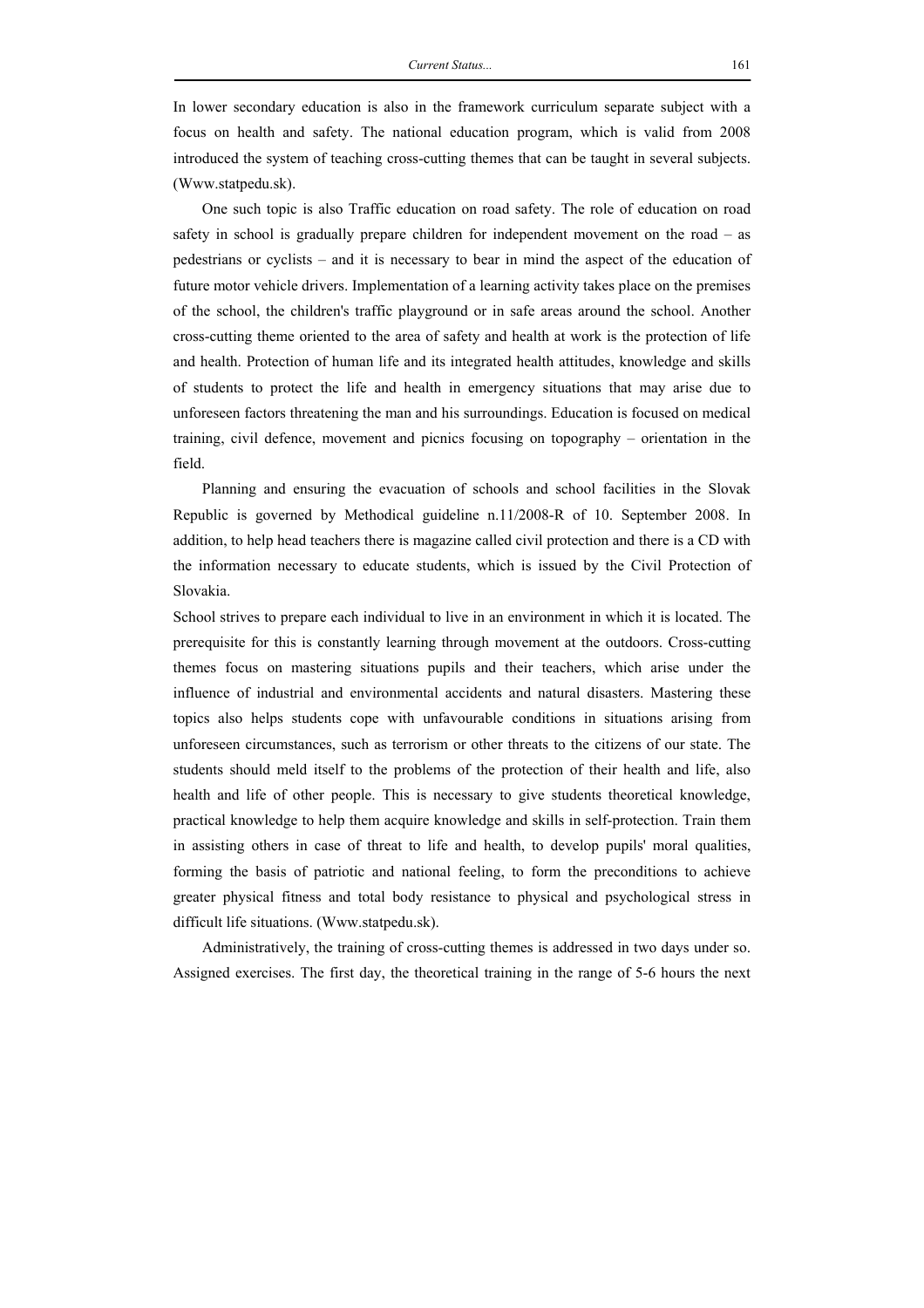In lower secondary education is also in the framework curriculum separate subject with a focus on health and safety. The national education program, which is valid from 2008 introduced the system of teaching cross-cutting themes that can be taught in several subjects. (Www.statpedu.sk).

One such topic is also Traffic education on road safety. The role of education on road safety in school is gradually prepare children for independent movement on the road – as pedestrians or cyclists – and it is necessary to bear in mind the aspect of the education of future motor vehicle drivers. Implementation of a learning activity takes place on the premises of the school, the children's traffic playground or in safe areas around the school. Another cross-cutting theme oriented to the area of safety and health at work is the protection of life and health. Protection of human life and its integrated health attitudes, knowledge and skills of students to protect the life and health in emergency situations that may arise due to unforeseen factors threatening the man and his surroundings. Education is focused on medical training, civil defence, movement and picnics focusing on topography – orientation in the field.

Planning and ensuring the evacuation of schools and school facilities in the Slovak Republic is governed by Methodical guideline n.11/2008-R of 10. September 2008. In addition, to help head teachers there is magazine called civil protection and there is a CD with the information necessary to educate students, which is issued by the Civil Protection of Slovakia.

School strives to prepare each individual to live in an environment in which it is located. The prerequisite for this is constantly learning through movement at the outdoors. Cross-cutting themes focus on mastering situations pupils and their teachers, which arise under the influence of industrial and environmental accidents and natural disasters. Mastering these topics also helps students cope with unfavourable conditions in situations arising from unforeseen circumstances, such as terrorism or other threats to the citizens of our state. The students should meld itself to the problems of the protection of their health and life, also health and life of other people. This is necessary to give students theoretical knowledge, practical knowledge to help them acquire knowledge and skills in self-protection. Train them in assisting others in case of threat to life and health, to develop pupils' moral qualities, forming the basis of patriotic and national feeling, to form the preconditions to achieve greater physical fitness and total body resistance to physical and psychological stress in difficult life situations. (Www.statpedu.sk).

Administratively, the training of cross-cutting themes is addressed in two days under so. Assigned exercises. The first day, the theoretical training in the range of 5-6 hours the next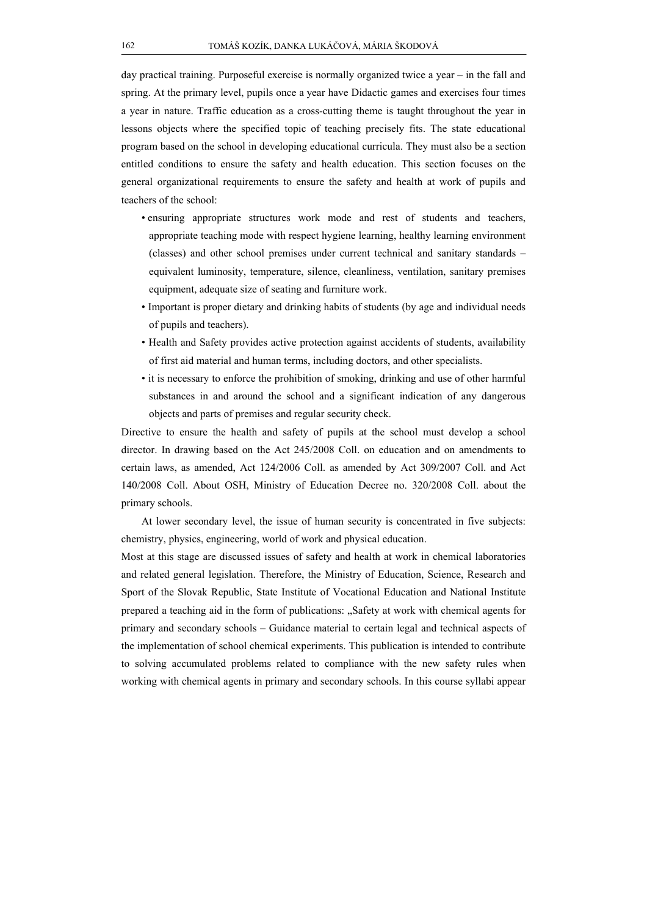day practical training. Purposeful exercise is normally organized twice a year – in the fall and spring. At the primary level, pupils once a year have Didactic games and exercises four times a year in nature. Traffic education as a cross-cutting theme is taught throughout the year in lessons objects where the specified topic of teaching precisely fits. The state educational program based on the school in developing educational curricula. They must also be a section entitled conditions to ensure the safety and health education. This section focuses on the general organizational requirements to ensure the safety and health at work of pupils and teachers of the school:

- ensuring appropriate structures work mode and rest of students and teachers, appropriate teaching mode with respect hygiene learning, healthy learning environment (classes) and other school premises under current technical and sanitary standards – equivalent luminosity, temperature, silence, cleanliness, ventilation, sanitary premises equipment, adequate size of seating and furniture work.
- Important is proper dietary and drinking habits of students (by age and individual needs of pupils and teachers).
- Health and Safety provides active protection against accidents of students, availability of first aid material and human terms, including doctors, and other specialists.
- it is necessary to enforce the prohibition of smoking, drinking and use of other harmful substances in and around the school and a significant indication of any dangerous objects and parts of premises and regular security check.

Directive to ensure the health and safety of pupils at the school must develop a school director. In drawing based on the Act 245/2008 Coll. on education and on amendments to certain laws, as amended, Act 124/2006 Coll. as amended by Act 309/2007 Coll. and Act 140/2008 Coll. About OSH, Ministry of Education Decree no. 320/2008 Coll. about the primary schools.

At lower secondary level, the issue of human security is concentrated in five subjects: chemistry, physics, engineering, world of work and physical education.

Most at this stage are discussed issues of safety and health at work in chemical laboratories and related general legislation. Therefore, the Ministry of Education, Science, Research and Sport of the Slovak Republic, State Institute of Vocational Education and National Institute prepared a teaching aid in the form of publications: „Safety at work with chemical agents for primary and secondary schools – Guidance material to certain legal and technical aspects of the implementation of school chemical experiments. This publication is intended to contribute to solving accumulated problems related to compliance with the new safety rules when working with chemical agents in primary and secondary schools. In this course syllabi appear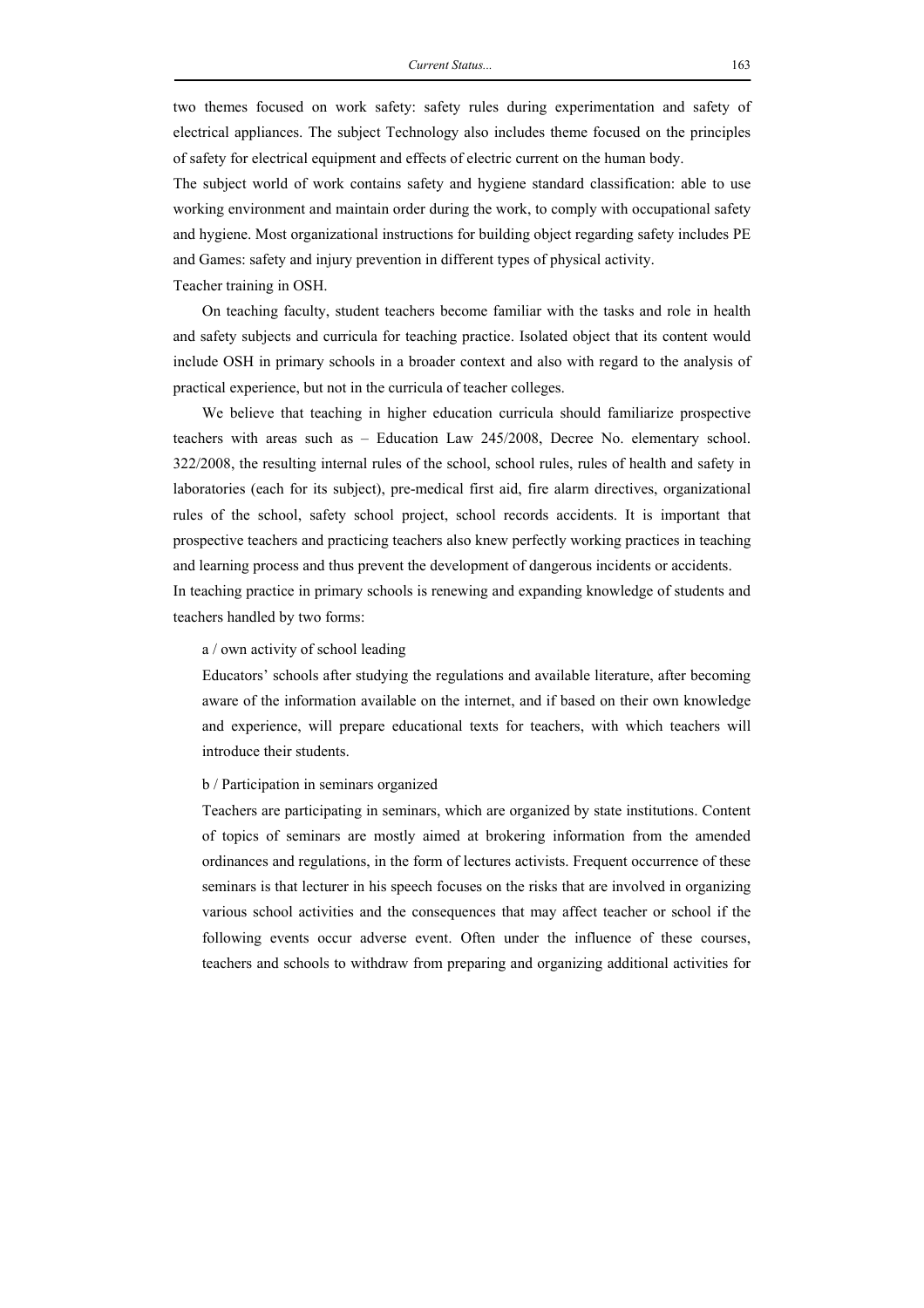two themes focused on work safety: safety rules during experimentation and safety of electrical appliances. The subject Technology also includes theme focused on the principles of safety for electrical equipment and effects of electric current on the human body.

The subject world of work contains safety and hygiene standard classification: able to use working environment and maintain order during the work, to comply with occupational safety and hygiene. Most organizational instructions for building object regarding safety includes PE and Games: safety and injury prevention in different types of physical activity.

Teacher training in OSH.

On teaching faculty, student teachers become familiar with the tasks and role in health and safety subjects and curricula for teaching practice. Isolated object that its content would include OSH in primary schools in a broader context and also with regard to the analysis of practical experience, but not in the curricula of teacher colleges.

We believe that teaching in higher education curricula should familiarize prospective teachers with areas such as – Education Law 245/2008, Decree No. elementary school. 322/2008, the resulting internal rules of the school, school rules, rules of health and safety in laboratories (each for its subject), pre-medical first aid, fire alarm directives, organizational rules of the school, safety school project, school records accidents. It is important that prospective teachers and practicing teachers also knew perfectly working practices in teaching and learning process and thus prevent the development of dangerous incidents or accidents.

In teaching practice in primary schools is renewing and expanding knowledge of students and teachers handled by two forms:

a / own activity of school leading

Educators' schools after studying the regulations and available literature, after becoming aware of the information available on the internet, and if based on their own knowledge and experience, will prepare educational texts for teachers, with which teachers will introduce their students.

b / Participation in seminars organized

Teachers are participating in seminars, which are organized by state institutions. Content of topics of seminars are mostly aimed at brokering information from the amended ordinances and regulations, in the form of lectures activists. Frequent occurrence of these seminars is that lecturer in his speech focuses on the risks that are involved in organizing various school activities and the consequences that may affect teacher or school if the following events occur adverse event. Often under the influence of these courses, teachers and schools to withdraw from preparing and organizing additional activities for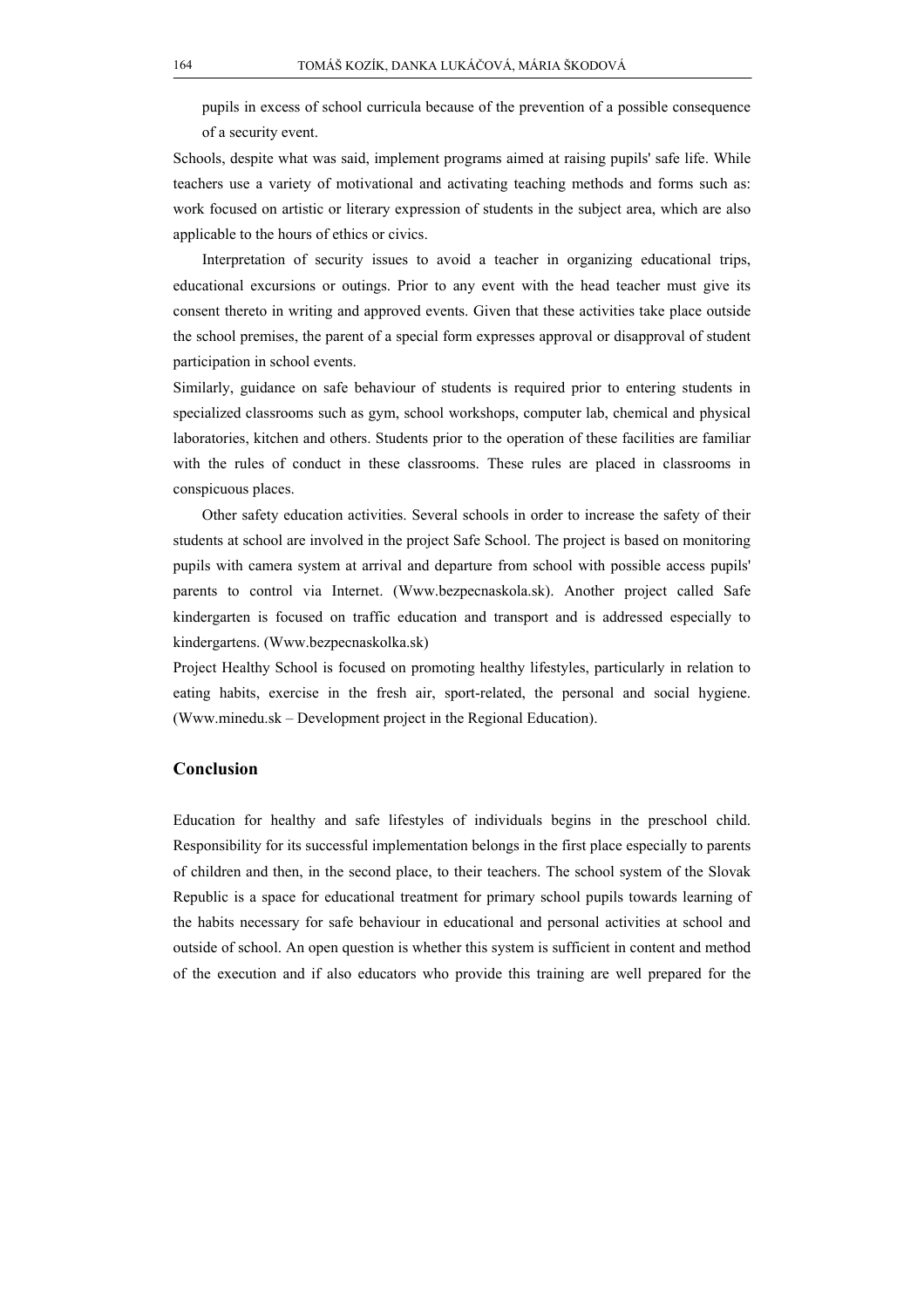pupils in excess of school curricula because of the prevention of a possible consequence of a security event.

Schools, despite what was said, implement programs aimed at raising pupils' safe life. While teachers use a variety of motivational and activating teaching methods and forms such as: work focused on artistic or literary expression of students in the subject area, which are also applicable to the hours of ethics or civics.

Interpretation of security issues to avoid a teacher in organizing educational trips, educational excursions or outings. Prior to any event with the head teacher must give its consent thereto in writing and approved events. Given that these activities take place outside the school premises, the parent of a special form expresses approval or disapproval of student participation in school events.

Similarly, guidance on safe behaviour of students is required prior to entering students in specialized classrooms such as gym, school workshops, computer lab, chemical and physical laboratories, kitchen and others. Students prior to the operation of these facilities are familiar with the rules of conduct in these classrooms. These rules are placed in classrooms in conspicuous places.

Other safety education activities. Several schools in order to increase the safety of their students at school are involved in the project Safe School. The project is based on monitoring pupils with camera system at arrival and departure from school with possible access pupils' parents to control via Internet. (Www.bezpecnaskola.sk). Another project called Safe kindergarten is focused on traffic education and transport and is addressed especially to kindergartens. (Www.bezpecnaskolka.sk)

Project Healthy School is focused on promoting healthy lifestyles, particularly in relation to eating habits, exercise in the fresh air, sport-related, the personal and social hygiene. (Www.minedu.sk – Development project in the Regional Education).

## Conclusion

Education for healthy and safe lifestyles of individuals begins in the preschool child. Responsibility for its successful implementation belongs in the first place especially to parents of children and then, in the second place, to their teachers. The school system of the Slovak Republic is a space for educational treatment for primary school pupils towards learning of the habits necessary for safe behaviour in educational and personal activities at school and outside of school. An open question is whether this system is sufficient in content and method of the execution and if also educators who provide this training are well prepared for the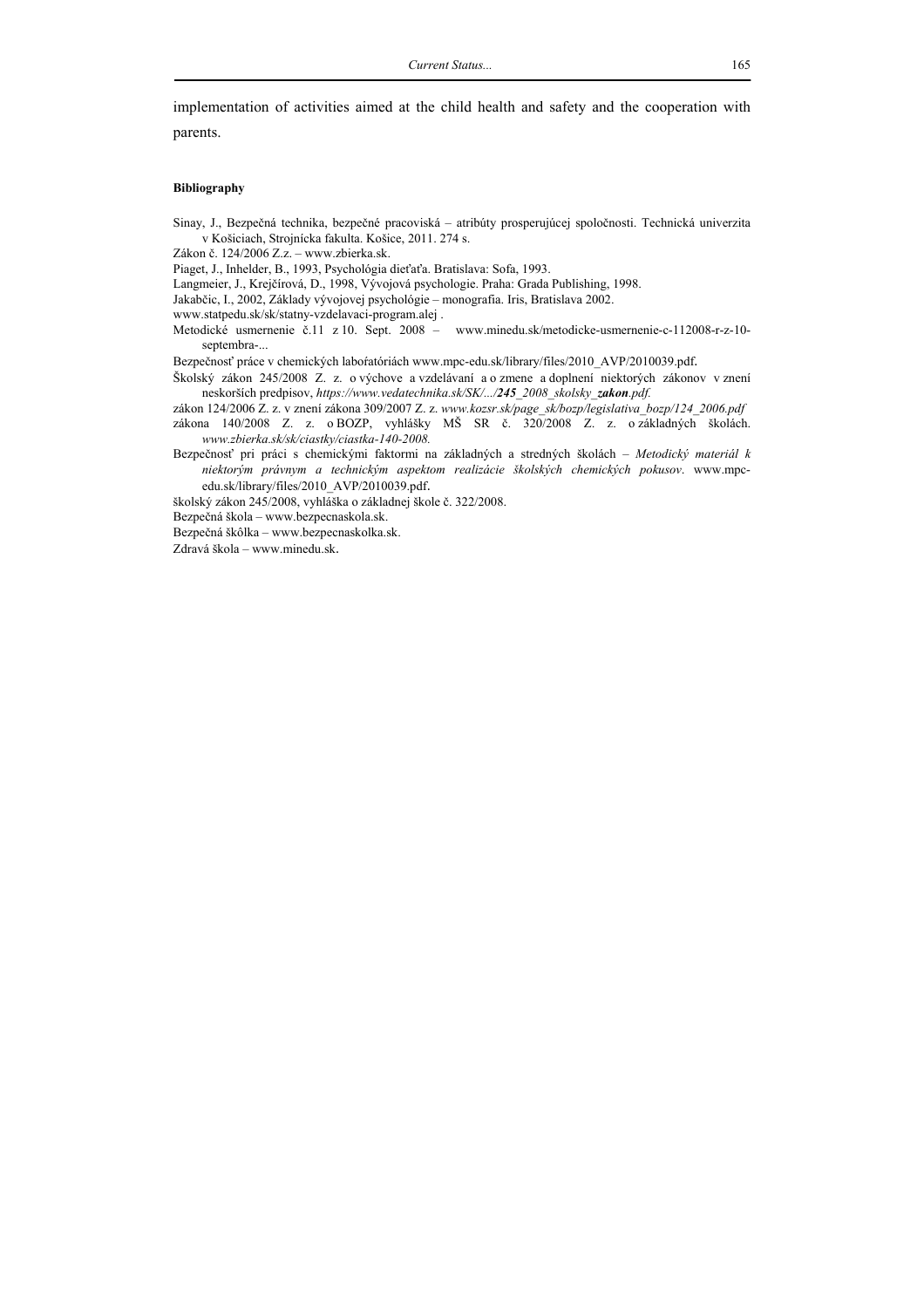implementation of activities aimed at the child health and safety and the cooperation with parents.

**Bibliography**

Sinay, J., Bezpečná technika, bezpečné pracoviská – atribúty prosperujúcej spoločnosti. Technická univerzita v Košiciach, Strojnícka fakulta. Košice, 2011. 274 s.

Zákon č. 124/2006 Z.z. – www.zbierka.sk.

Piaget, J., Inhelder, B., 1993, Psychológia dieťaťa. Bratislava: Sofa, 1993.

Langmeier, J., Krejčírová, D., 1998, Vývojová psychologie. Praha: Grada Publishing, 1998.

Jakabčic, I., 2002, Základy vývojovej psychológie – monografia. Iris, Bratislava 2002.

www.statpedu.sk/sk/statny-vzdelavaci-program.alej .

Metodické usmernenie č.11 z 10. Sept. 2008 – www.minedu.sk/metodicke-usmernenie-c-112008-r-z-10-septembra-...

Bezpečnosť práce v chemických laboŕatóriách www.mpc-edu.sk/library/files/2010_AVP/2010039.pdf.

Školský zákon 245/2008 Z. z. o výchove a vzdelávaní a o zmene a doplnení niektorých zákonov v znení neskorších predpisov, *https://www.vedatechnika.sk/SK/.../**245**_2008_skolsky_**zakon**.pdf.*

zákon 124/2006 Z. z. v znení zákona 309/2007 Z. z. *www.kozsr.sk/page_sk/bozp/legislativa_bozp/124_2006.pdf*

zákona 140/2008 Z. z. o BOZP, vyhlášky MŠ SR č. 320/2008 Z. z. o základných školách. *www.zbierka.sk/sk/ciastky/ciastka-140-2008.*

Bezpečnosť pri práci s chemickými faktormi na základných a stredných školách – *Metodický materiál k niektorým právnym a technickým aspektom realizácie školských chemických pokusov*. www.mpc-edu.sk/library/files/2010_AVP/2010039.pdf.

školský zákon 245/2008, vyhláška o základnej škole č. 322/2008.

Bezpečná škola – www.bezpecnaskola.sk.

Bezpečná škôlka – www.bezpecnaskolka.sk.

Zdravá škola – www.minedu.sk.